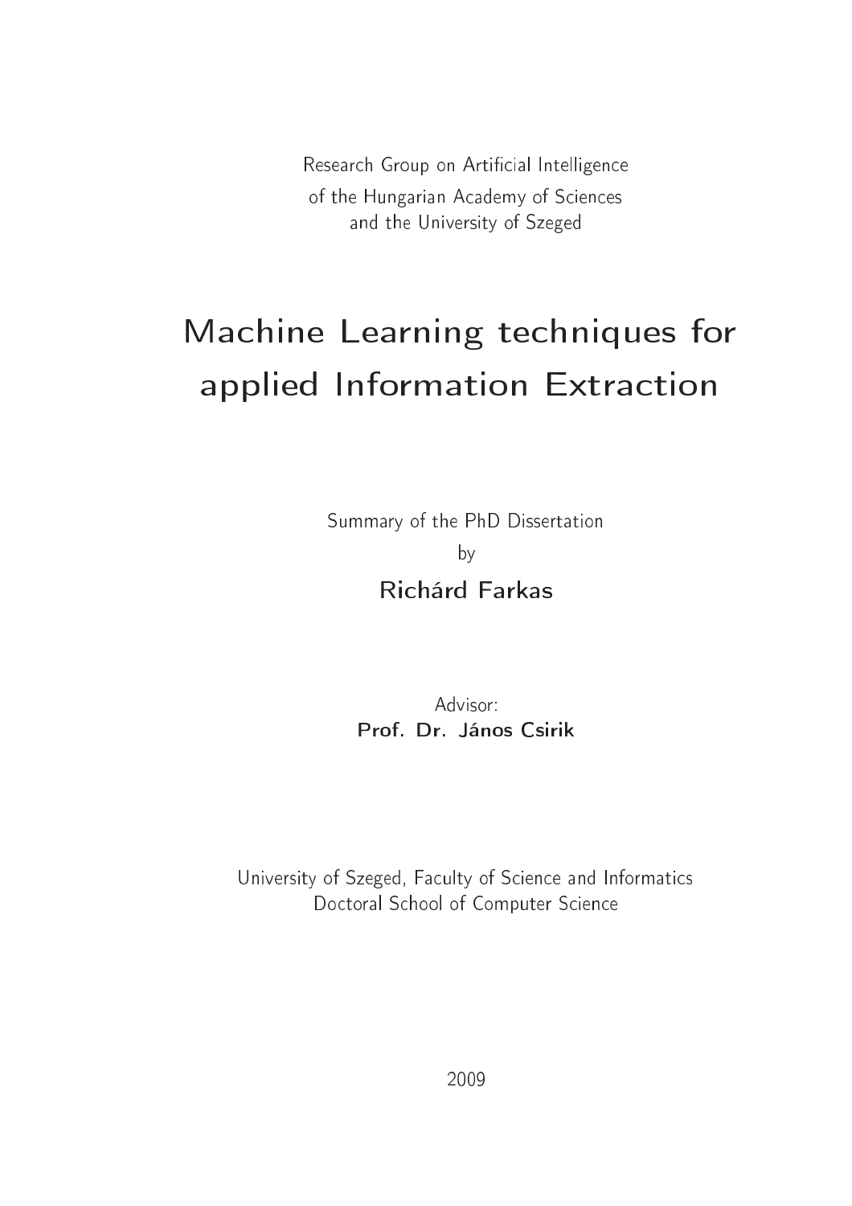Research Group on Artificial Intelligence
of the Hungarian Academy of Sciences
and the University of Szeged

# Machine Learning techniques for applied Information Extraction

Summary of the PhD Dissertation
by

**Richárd Farkas**

Advisor:
**Prof. Dr. János Csirik**

University of Szeged, Faculty of Science and Informatics
Doctoral School of Computer Science

2009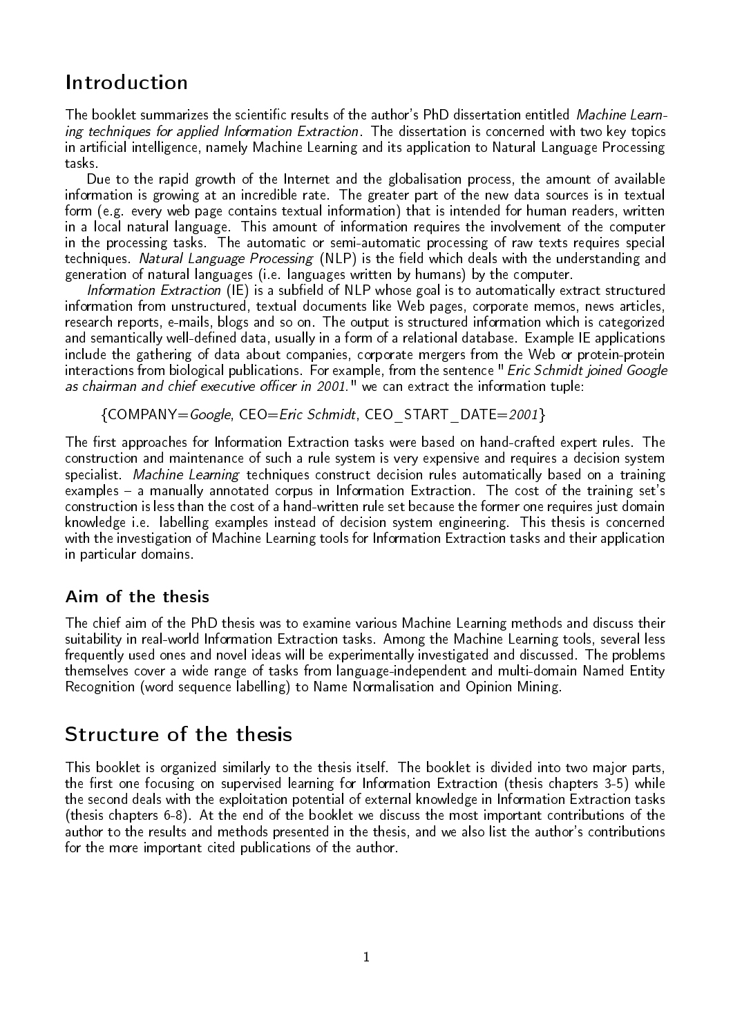# Introduction

The booklet summarizes the scientific results of the author's PhD dissertation entitled *Machine Learning techniques for applied Information Extraction*. The dissertation is concerned with two key topics in artificial intelligence, namely Machine Learning and its application to Natural Language Processing tasks.

Due to the rapid growth of the Internet and the globalisation process, the amount of available information is growing at an incredible rate. The greater part of the new data sources is in textual form (e.g. every web page contains textual information) that is intended for human readers, written in a local natural language. This amount of information requires the involvement of the computer in the processing tasks. The automatic or semi-automatic processing of raw texts requires special techniques. *Natural Language Processing* (NLP) is the field which deals with the understanding and generation of natural languages (i.e. languages written by humans) by the computer.

*Information Extraction* (IE) is a subfield of NLP whose goal is to automatically extract structured information from unstructured, textual documents like Web pages, corporate memos, news articles, research reports, e-mails, blogs and so on. The output is structured information which is categorized and semantically well-defined data, usually in a form of a relational database. Example IE applications include the gathering of data about companies, corporate mergers from the Web or protein-protein interactions from biological publications. For example, from the sentence "*Eric Schmidt joined Google as chairman and chief executive officer in 2001.*" we can extract the information tuple:

{COMPANY=*Google*, CEO=*Eric Schmidt*, CEO_START_DATE=*2001*}

The first approaches for Information Extraction tasks were based on hand-crafted expert rules. The construction and maintenance of such a rule system is very expensive and requires a decision system specialist. *Machine Learning* techniques construct decision rules automatically based on a training examples – a manually annotated corpus in Information Extraction. The cost of the training set's construction is less than the cost of a hand-written rule set because the former one requires just domain knowledge i.e. labelling examples instead of decision system engineering. This thesis is concerned with the investigation of Machine Learning tools for Information Extraction tasks and their application in particular domains.

## Aim of the thesis

The chief aim of the PhD thesis was to examine various Machine Learning methods and discuss their suitability in real-world Information Extraction tasks. Among the Machine Learning tools, several less frequently used ones and novel ideas will be experimentally investigated and discussed. The problems themselves cover a wide range of tasks from language-independent and multi-domain Named Entity Recognition (word sequence labelling) to Name Normalisation and Opinion Mining.

# Structure of the thesis

This booklet is organized similarly to the thesis itself. The booklet is divided into two major parts, the first one focusing on supervised learning for Information Extraction (thesis chapters 3-5) while the second deals with the exploitation potential of external knowledge in Information Extraction tasks (thesis chapters 6-8). At the end of the booklet we discuss the most important contributions of the author to the results and methods presented in the thesis, and we also list the author's contributions for the more important cited publications of the author.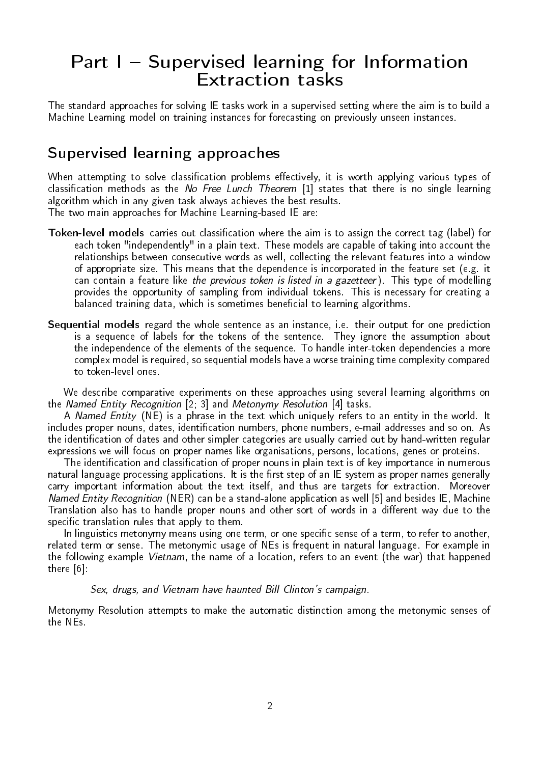# Part I – Supervised learning for Information Extraction tasks

The standard approaches for solving IE tasks work in a supervised setting where the aim is to build a Machine Learning model on training instances for forecasting on previously unseen instances.

## Supervised learning approaches

When attempting to solve classification problems effectively, it is worth applying various types of classification methods as the *No Free Lunch Theorem* [1] states that there is no single learning algorithm which in any given task always achieves the best results.
The two main approaches for Machine Learning-based IE are:

**Token-level models** carries out classification where the aim is to assign the correct tag (label) for each token "independently" in a plain text. These models are capable of taking into account the relationships between consecutive words as well, collecting the relevant features into a window of appropriate size. This means that the dependence is incorporated in the feature set (e.g. it can contain a feature like *the previous token is listed in a gazetteer*). This type of modelling provides the opportunity of sampling from individual tokens. This is necessary for creating a balanced training data, which is sometimes beneficial to learning algorithms.

**Sequential models** regard the whole sentence as an instance, i.e. their output for one prediction is a sequence of labels for the tokens of the sentence. They ignore the assumption about the independence of the elements of the sequence. To handle inter-token dependencies a more complex model is required, so sequential models have a worse training time complexity compared to token-level ones.

We describe comparative experiments on these approaches using several learning algorithms on the *Named Entity Recognition* [2; 3] and *Metonymy Resolution* [4] tasks.

A *Named Entity* (NE) is a phrase in the text which uniquely refers to an entity in the world. It includes proper nouns, dates, identification numbers, phone numbers, e-mail addresses and so on. As the identification of dates and other simpler categories are usually carried out by hand-written regular expressions we will focus on proper names like organisations, persons, locations, genes or proteins.

The identification and classification of proper nouns in plain text is of key importance in numerous natural language processing applications. It is the first step of an IE system as proper names generally carry important information about the text itself, and thus are targets for extraction. Moreover *Named Entity Recognition* (NER) can be a stand-alone application as well [5] and besides IE, Machine Translation also has to handle proper nouns and other sort of words in a different way due to the specific translation rules that apply to them.

In linguistics metonymy means using one term, or one specific sense of a term, to refer to another, related term or sense. The metonymic usage of NEs is frequent in natural language. For example in the following example *Vietnam*, the name of a location, refers to an event (the war) that happened there [6]:

> *Sex, drugs, and Vietnam have haunted Bill Clinton's campaign.*

Metonymy Resolution attempts to make the automatic distinction among the metonymic senses of the NEs.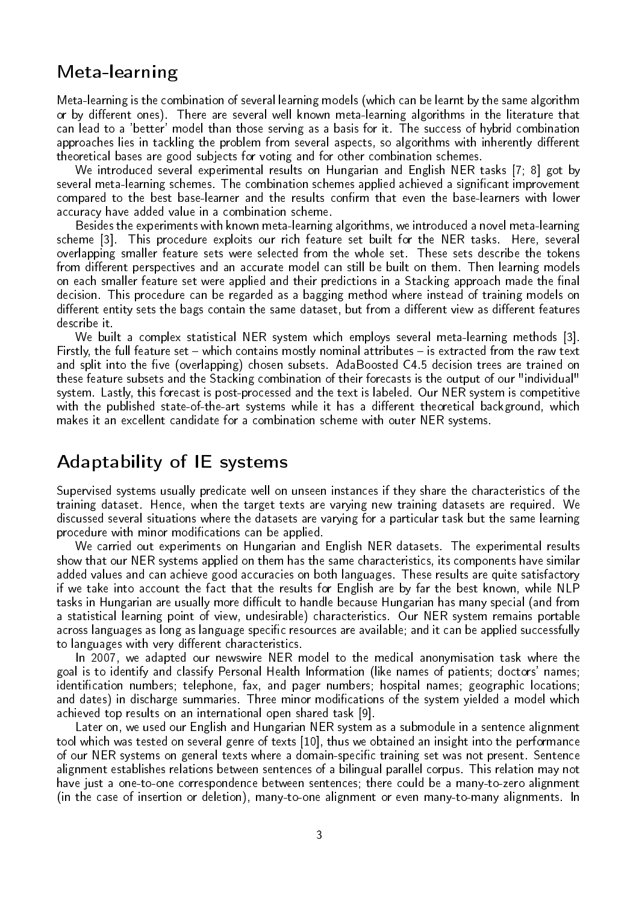## Meta-learning

Meta-learning is the combination of several learning models (which can be learnt by the same algorithm or by different ones). There are several well known meta-learning algorithms in the literature that can lead to a 'better' model than those serving as a basis for it. The success of hybrid combination approaches lies in tackling the problem from several aspects, so algorithms with inherently different theoretical bases are good subjects for voting and for other combination schemes.

We introduced several experimental results on Hungarian and English NER tasks [7; 8] got by several meta-learning schemes. The combination schemes applied achieved a significant improvement compared to the best base-learner and the results confirm that even the base-learners with lower accuracy have added value in a combination scheme.

Besides the experiments with known meta-learning algorithms, we introduced a novel meta-learning scheme [3]. This procedure exploits our rich feature set built for the NER tasks. Here, several overlapping smaller feature sets were selected from the whole set. These sets describe the tokens from different perspectives and an accurate model can still be built on them. Then learning models on each smaller feature set were applied and their predictions in a Stacking approach made the final decision. This procedure can be regarded as a bagging method where instead of training models on different entity sets the bags contain the same dataset, but from a different view as different features describe it.

We built a complex statistical NER system which employs several meta-learning methods [3]. Firstly, the full feature set – which contains mostly nominal attributes – is extracted from the raw text and split into the five (overlapping) chosen subsets. AdaBoosted C4.5 decision trees are trained on these feature subsets and the Stacking combination of their forecasts is the output of our "individual" system. Lastly, this forecast is post-processed and the text is labeled. Our NER system is competitive with the published state-of-the-art systems while it has a different theoretical background, which makes it an excellent candidate for a combination scheme with outer NER systems.

## Adaptability of IE systems

Supervised systems usually predicate well on unseen instances if they share the characteristics of the training dataset. Hence, when the target texts are varying new training datasets are required. We discussed several situations where the datasets are varying for a particular task but the same learning procedure with minor modifications can be applied.

We carried out experiments on Hungarian and English NER datasets. The experimental results show that our NER systems applied on them has the same characteristics, its components have similar added values and can achieve good accuracies on both languages. These results are quite satisfactory if we take into account the fact that the results for English are by far the best known, while NLP tasks in Hungarian are usually more difficult to handle because Hungarian has many special (and from a statistical learning point of view, undesirable) characteristics. Our NER system remains portable across languages as long as language specific resources are available; and it can be applied successfully to languages with very different characteristics.

In 2007, we adapted our newswire NER model to the medical anonymisation task where the goal is to identify and classify Personal Health Information (like names of patients; doctors' names; identification numbers; telephone, fax, and pager numbers; hospital names; geographic locations; and dates) in discharge summaries. Three minor modifications of the system yielded a model which achieved top results on an international open shared task [9].

Later on, we used our English and Hungarian NER system as a submodule in a sentence alignment tool which was tested on several genre of texts [10], thus we obtained an insight into the performance of our NER systems on general texts where a domain-specific training set was not present. Sentence alignment establishes relations between sentences of a bilingual parallel corpus. This relation may not have just a one-to-one correspondence between sentences; there could be a many-to-zero alignment (in the case of insertion or deletion), many-to-one alignment or even many-to-many alignments. In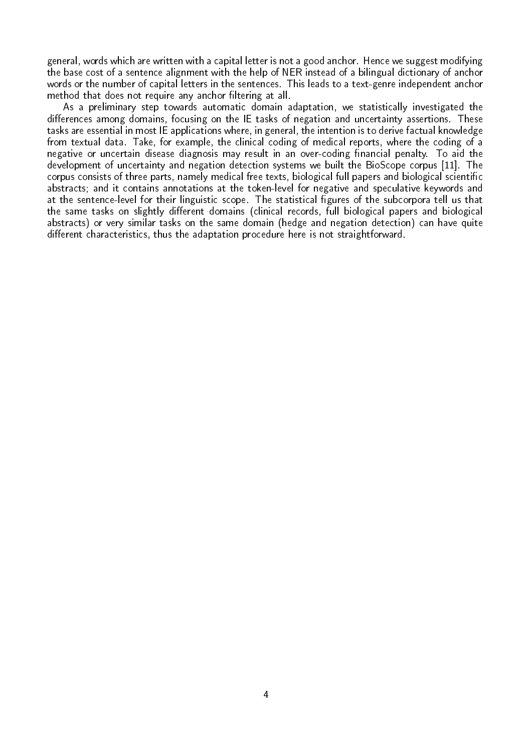general, words which are written with a capital letter is not a good anchor. Hence we suggest modifying the base cost of a sentence alignment with the help of NER instead of a bilingual dictionary of anchor words or the number of capital letters in the sentences. This leads to a text-genre independent anchor method that does not require any anchor filtering at all.

As a preliminary step towards automatic domain adaptation, we statistically investigated the differences among domains, focusing on the IE tasks of negation and uncertainty assertions. These tasks are essential in most IE applications where, in general, the intention is to derive factual knowledge from textual data. Take, for example, the clinical coding of medical reports, where the coding of a negative or uncertain disease diagnosis may result in an over-coding financial penalty. To aid the development of uncertainty and negation detection systems we built the BioScope corpus [11]. The corpus consists of three parts, namely medical free texts, biological full papers and biological scientific abstracts; and it contains annotations at the token-level for negative and speculative keywords and at the sentence-level for their linguistic scope. The statistical figures of the subcorpora tell us that the same tasks on slightly different domains (clinical records, full biological papers and biological abstracts) or very similar tasks on the same domain (hedge and negation detection) can have quite different characteristics, thus the adaptation procedure here is not straightforward.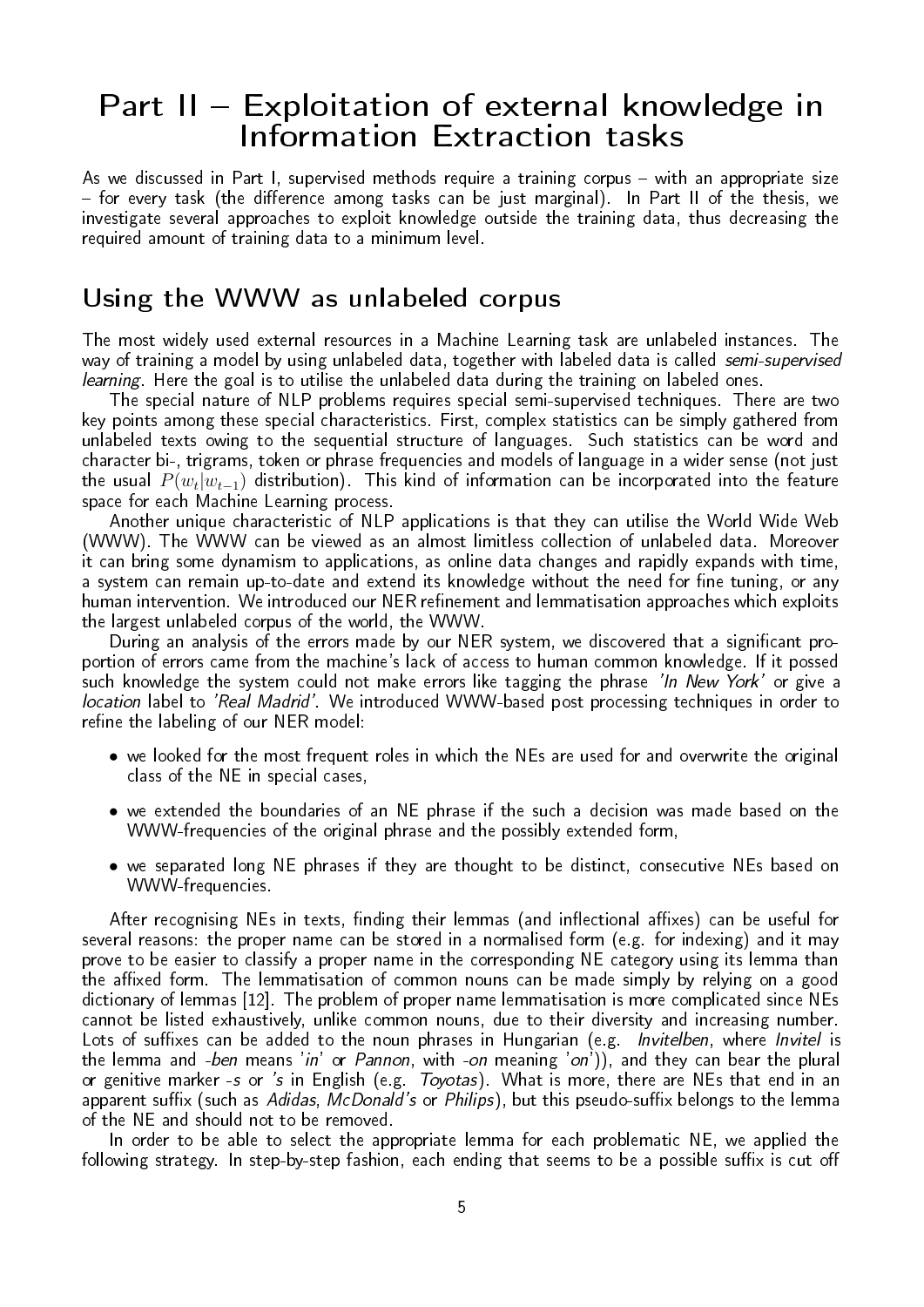# Part II – Exploitation of external knowledge in Information Extraction tasks

As we discussed in Part I, supervised methods require a training corpus – with an appropriate size – for every task (the difference among tasks can be just marginal). In Part II of the thesis, we investigate several approaches to exploit knowledge outside the training data, thus decreasing the required amount of training data to a minimum level.

## Using the WWW as unlabeled corpus

The most widely used external resources in a Machine Learning task are unlabeled instances. The way of training a model by using unlabeled data, together with labeled data is called *semi-supervised learning*. Here the goal is to utilise the unlabeled data during the training on labeled ones.

The special nature of NLP problems requires special semi-supervised techniques. There are two key points among these special characteristics. First, complex statistics can be simply gathered from unlabeled texts owing to the sequential structure of languages. Such statistics can be word and character bi-, trigrams, token or phrase frequencies and models of language in a wider sense (not just the usual $P(w_t|w_{t-1})$ distribution). This kind of information can be incorporated into the feature space for each Machine Learning process.

Another unique characteristic of NLP applications is that they can utilise the World Wide Web (WWW). The WWW can be viewed as an almost limitless collection of unlabeled data. Moreover it can bring some dynamism to applications, as online data changes and rapidly expands with time, a system can remain up-to-date and extend its knowledge without the need for fine tuning, or any human intervention. We introduced our NER refinement and lemmatisation approaches which exploits the largest unlabeled corpus of the world, the WWW.

During an analysis of the errors made by our NER system, we discovered that a significant proportion of errors came from the machine's lack of access to human common knowledge. If it possed such knowledge the system could not make errors like tagging the phrase *'In New York'* or give a *location* label to *'Real Madrid'*. We introduced WWW-based post processing techniques in order to refine the labeling of our NER model:

- we looked for the most frequent roles in which the NEs are used for and overwrite the original class of the NE in special cases,
- we extended the boundaries of an NE phrase if the such a decision was made based on the WWW-frequencies of the original phrase and the possibly extended form,
- we separated long NE phrases if they are thought to be distinct, consecutive NEs based on WWW-frequencies.

After recognising NEs in texts, finding their lemmas (and inflectional affixes) can be useful for several reasons: the proper name can be stored in a normalised form (e.g. for indexing) and it may prove to be easier to classify a proper name in the corresponding NE category using its lemma than the affixed form. The lemmatisation of common nouns can be made simply by relying on a good dictionary of lemmas [12]. The problem of proper name lemmatisation is more complicated since NEs cannot be listed exhaustively, unlike common nouns, due to their diversity and increasing number. Lots of suffixes can be added to the noun phrases in Hungarian (e.g. *Invitelben*, where *Invitel* is the lemma and *-ben* means '*in*' or *Pannon*, with *-on* meaning '*on*')), and they can bear the plural or genitive marker *-s* or *'s* in English (e.g. *Toyotas*). What is more, there are NEs that end in an apparent suffix (such as *Adidas*, *McDonald's* or *Philips*), but this pseudo-suffix belongs to the lemma of the NE and should not to be removed.

In order to be able to select the appropriate lemma for each problematic NE, we applied the following strategy. In step-by-step fashion, each ending that seems to be a possible suffix is cut off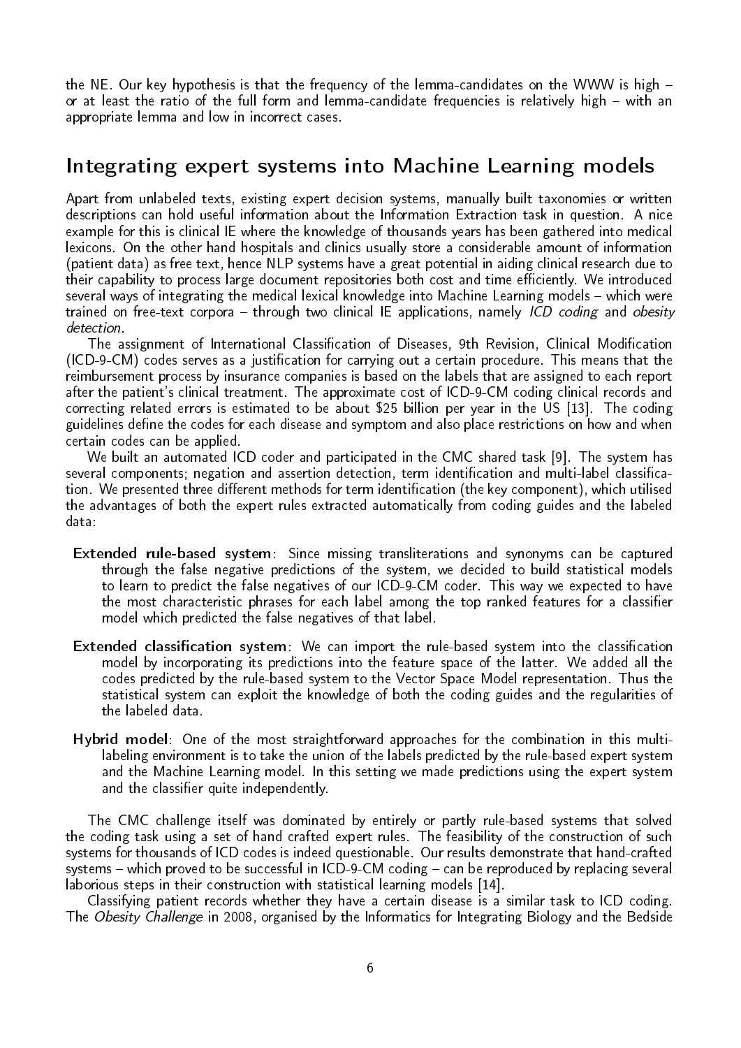the NE. Our key hypothesis is that the frequency of the lemma-candidates on the WWW is high – or at least the ratio of the full form and lemma-candidate frequencies is relatively high – with an appropriate lemma and low in incorrect cases.

## Integrating expert systems into Machine Learning models

Apart from unlabeled texts, existing expert decision systems, manually built taxonomies or written descriptions can hold useful information about the Information Extraction task in question. A nice example for this is clinical IE where the knowledge of thousands years has been gathered into medical lexicons. On the other hand hospitals and clinics usually store a considerable amount of information (patient data) as free text, hence NLP systems have a great potential in aiding clinical research due to their capability to process large document repositories both cost and time efficiently. We introduced several ways of integrating the medical lexical knowledge into Machine Learning models – which were trained on free-text corpora – through two clinical IE applications, namely *ICD coding* and *obesity detection*.

The assignment of International Classification of Diseases, 9th Revision, Clinical Modification (ICD-9-CM) codes serves as a justification for carrying out a certain procedure. This means that the reimbursement process by insurance companies is based on the labels that are assigned to each report after the patient's clinical treatment. The approximate cost of ICD-9-CM coding clinical records and correcting related errors is estimated to be about $25 billion per year in the US [13]. The coding guidelines define the codes for each disease and symptom and also place restrictions on how and when certain codes can be applied.

We built an automated ICD coder and participated in the CMC shared task [9]. The system has several components; negation and assertion detection, term identification and multi-label classification. We presented three different methods for term identification (the key component), which utilised the advantages of both the expert rules extracted automatically from coding guides and the labeled data:

**Extended rule-based system**: Since missing transliterations and synonyms can be captured through the false negative predictions of the system, we decided to build statistical models to learn to predict the false negatives of our ICD-9-CM coder. This way we expected to have the most characteristic phrases for each label among the top ranked features for a classifier model which predicted the false negatives of that label.

**Extended classification system**: We can import the rule-based system into the classification model by incorporating its predictions into the feature space of the latter. We added all the codes predicted by the rule-based system to the Vector Space Model representation. Thus the statistical system can exploit the knowledge of both the coding guides and the regularities of the labeled data.

**Hybrid model**: One of the most straightforward approaches for the combination in this multi-labeling environment is to take the union of the labels predicted by the rule-based expert system and the Machine Learning model. In this setting we made predictions using the expert system and the classifier quite independently.

The CMC challenge itself was dominated by entirely or partly rule-based systems that solved the coding task using a set of hand crafted expert rules. The feasibility of the construction of such systems for thousands of ICD codes is indeed questionable. Our results demonstrate that hand-crafted systems – which proved to be successful in ICD-9-CM coding – can be reproduced by replacing several laborious steps in their construction with statistical learning models [14].

Classifying patient records whether they have a certain disease is a similar task to ICD coding. The *Obesity Challenge* in 2008, organised by the Informatics for Integrating Biology and the Bedside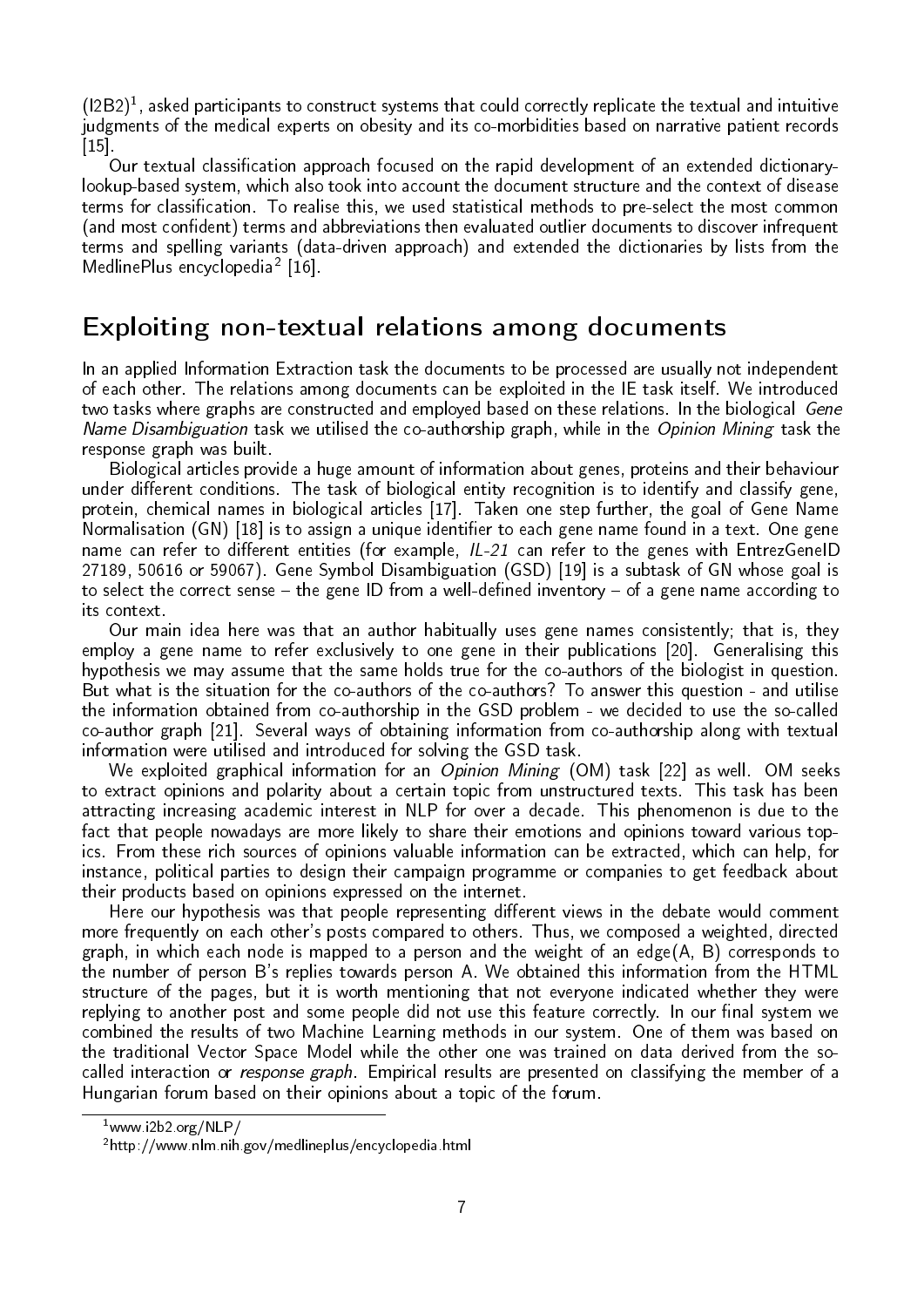(I2B2)[1], asked participants to construct systems that could correctly replicate the textual and intuitive judgments of the medical experts on obesity and its co-morbidities based on narrative patient records [15].

Our textual classification approach focused on the rapid development of an extended dictionary-lookup-based system, which also took into account the document structure and the context of disease terms for classification. To realise this, we used statistical methods to pre-select the most common (and most confident) terms and abbreviations then evaluated outlier documents to discover infrequent terms and spelling variants (data-driven approach) and extended the dictionaries by lists from the MedlinePlus encyclopedia[2] [16].

## Exploiting non-textual relations among documents

In an applied Information Extraction task the documents to be processed are usually not independent of each other. The relations among documents can be exploited in the IE task itself. We introduced two tasks where graphs are constructed and employed based on these relations. In the biological *Gene Name Disambiguation* task we utilised the co-authorship graph, while in the *Opinion Mining* task the response graph was built.

Biological articles provide a huge amount of information about genes, proteins and their behaviour under different conditions. The task of biological entity recognition is to identify and classify gene, protein, chemical names in biological articles [17]. Taken one step further, the goal of Gene Name Normalisation (GN) [18] is to assign a unique identifier to each gene name found in a text. One gene name can refer to different entities (for example, *IL-21* can refer to the genes with EntrezGeneID 27189, 50616 or 59067). Gene Symbol Disambiguation (GSD) [19] is a subtask of GN whose goal is to select the correct sense – the gene ID from a well-defined inventory – of a gene name according to its context.

Our main idea here was that an author habitually uses gene names consistently; that is, they employ a gene name to refer exclusively to one gene in their publications [20]. Generalising this hypothesis we may assume that the same holds true for the co-authors of the biologist in question. But what is the situation for the co-authors of the co-authors? To answer this question - and utilise the information obtained from co-authorship in the GSD problem - we decided to use the so-called co-author graph [21]. Several ways of obtaining information from co-authorship along with textual information were utilised and introduced for solving the GSD task.

We exploited graphical information for an *Opinion Mining* (OM) task [22] as well. OM seeks to extract opinions and polarity about a certain topic from unstructured texts. This task has been attracting increasing academic interest in NLP for over a decade. This phenomenon is due to the fact that people nowadays are more likely to share their emotions and opinions toward various topics. From these rich sources of opinions valuable information can be extracted, which can help, for instance, political parties to design their campaign programme or companies to get feedback about their products based on opinions expressed on the internet.

Here our hypothesis was that people representing different views in the debate would comment more frequently on each other's posts compared to others. Thus, we composed a weighted, directed graph, in which each node is mapped to a person and the weight of an edge(A, B) corresponds to the number of person B's replies towards person A. We obtained this information from the HTML structure of the pages, but it is worth mentioning that not everyone indicated whether they were replying to another post and some people did not use this feature correctly. In our final system we combined the results of two Machine Learning methods in our system. One of them was based on the traditional Vector Space Model while the other one was trained on data derived from the so-called interaction or *response graph*. Empirical results are presented on classifying the member of a Hungarian forum based on their opinions about a topic of the forum.

---

[1] www.i2b2.org/NLP/

[2] http://www.nlm.nih.gov/medlineplus/encyclopedia.html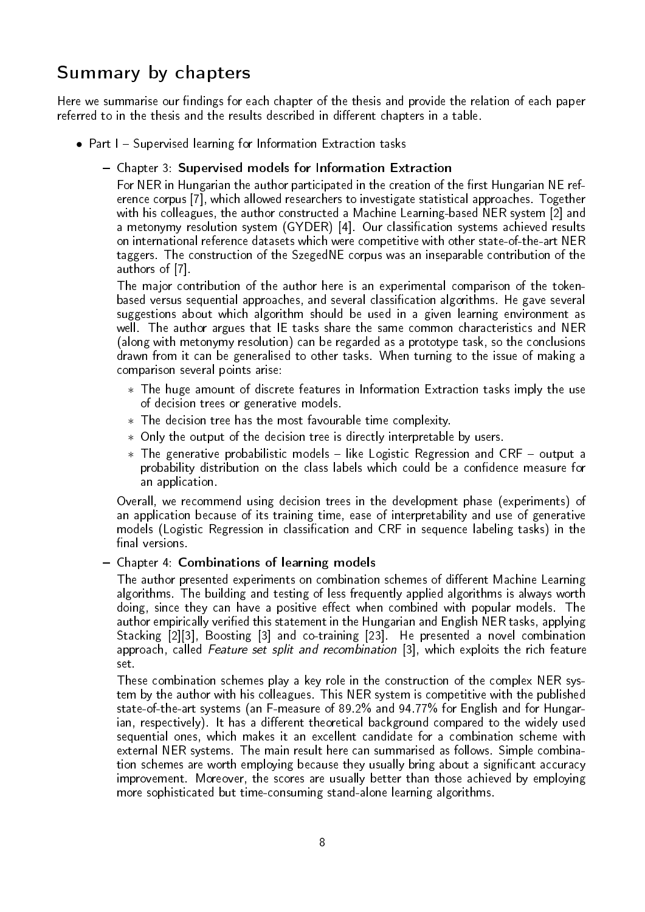## Summary by chapters

Here we summarise our findings for each chapter of the thesis and provide the relation of each paper referred to in the thesis and the results described in different chapters in a table.

- Part I – Supervised learning for Information Extraction tasks
  - Chapter 3: **Supervised models for Information Extraction**

    For NER in Hungarian the author participated in the creation of the first Hungarian NE reference corpus [7], which allowed researchers to investigate statistical approaches. Together with his colleagues, the author constructed a Machine Learning-based NER system [2] and a metonymy resolution system (GYDER) [4]. Our classification systems achieved results on international reference datasets which were competitive with other state-of-the-art NER taggers. The construction of the SzegedNE corpus was an inseparable contribution of the authors of [7].

    The major contribution of the author here is an experimental comparison of the token-based versus sequential approaches, and several classification algorithms. He gave several suggestions about which algorithm should be used in a given learning environment as well. The author argues that IE tasks share the same common characteristics and NER (along with metonymy resolution) can be regarded as a prototype task, so the conclusions drawn from it can be generalised to other tasks. When turning to the issue of making a comparison several points arise:

    * The huge amount of discrete features in Information Extraction tasks imply the use of decision trees or generative models.
    * The decision tree has the most favourable time complexity.
    * Only the output of the decision tree is directly interpretable by users.
    * The generative probabilistic models – like Logistic Regression and CRF – output a probability distribution on the class labels which could be a confidence measure for an application.

    Overall, we recommend using decision trees in the development phase (experiments) of an application because of its training time, ease of interpretability and use of generative models (Logistic Regression in classification and CRF in sequence labeling tasks) in the final versions.

  - Chapter 4: **Combinations of learning models**

    The author presented experiments on combination schemes of different Machine Learning algorithms. The building and testing of less frequently applied algorithms is always worth doing, since they can have a positive effect when combined with popular models. The author empirically verified this statement in the Hungarian and English NER tasks, applying Stacking [2][3], Boosting [3] and co-training [23]. He presented a novel combination approach, called *Feature set split and recombination* [3], which exploits the rich feature set.

    These combination schemes play a key role in the construction of the complex NER system by the author with his colleagues. This NER system is competitive with the published state-of-the-art systems (an F-measure of 89.2% and 94.77% for English and for Hungarian, respectively). It has a different theoretical background compared to the widely used sequential ones, which makes it an excellent candidate for a combination scheme with external NER systems. The main result here can summarised as follows. Simple combination schemes are worth employing because they usually bring about a significant accuracy improvement. Moreover, the scores are usually better than those achieved by employing more sophisticated but time-consuming stand-alone learning algorithms.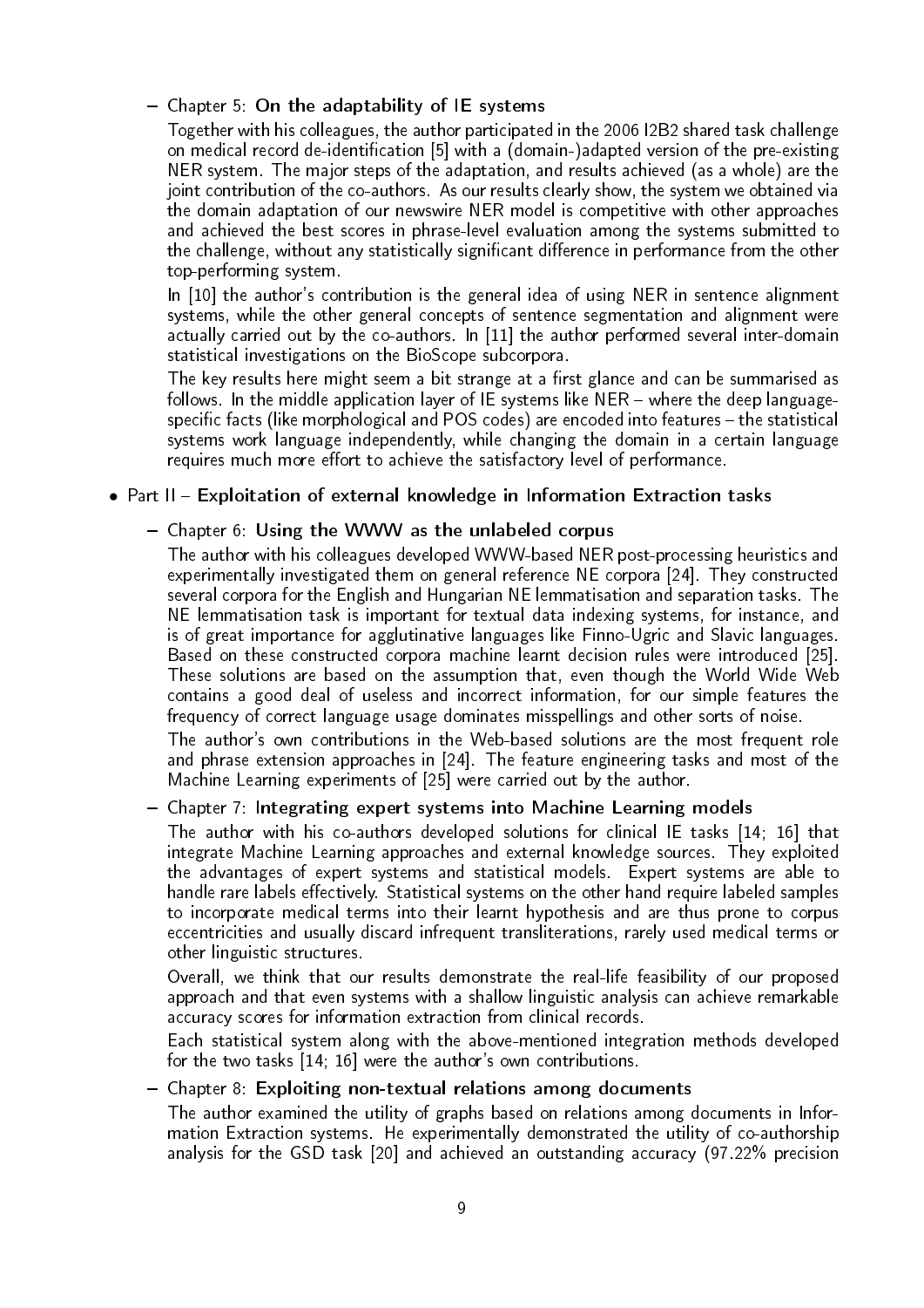- Chapter 5: **On the adaptability of IE systems**

  Together with his colleagues, the author participated in the 2006 I2B2 shared task challenge on medical record de-identification [5] with a (domain-)adapted version of the pre-existing NER system. The major steps of the adaptation, and results achieved (as a whole) are the joint contribution of the co-authors. As our results clearly show, the system we obtained via the domain adaptation of our newswire NER model is competitive with other approaches and achieved the best scores in phrase-level evaluation among the systems submitted to the challenge, without any statistically significant difference in performance from the other top-performing system.

  In [10] the author's contribution is the general idea of using NER in sentence alignment systems, while the other general concepts of sentence segmentation and alignment were actually carried out by the co-authors. In [11] the author performed several inter-domain statistical investigations on the BioScope subcorpora.

  The key results here might seem a bit strange at a first glance and can be summarised as follows. In the middle application layer of IE systems like NER – where the deep language-specific facts (like morphological and POS codes) are encoded into features – the statistical systems work language independently, while changing the domain in a certain language requires much more effort to achieve the satisfactory level of performance.

- Part II – **Exploitation of external knowledge in Information Extraction tasks**

  - Chapter 6: **Using the WWW as the unlabeled corpus**

    The author with his colleagues developed WWW-based NER post-processing heuristics and experimentally investigated them on general reference NE corpora [24]. They constructed several corpora for the English and Hungarian NE lemmatisation and separation tasks. The NE lemmatisation task is important for textual data indexing systems, for instance, and is of great importance for agglutinative languages like Finno-Ugric and Slavic languages. Based on these constructed corpora machine learnt decision rules were introduced [25]. These solutions are based on the assumption that, even though the World Wide Web contains a good deal of useless and incorrect information, for our simple features the frequency of correct language usage dominates misspellings and other sorts of noise.

    The author's own contributions in the Web-based solutions are the most frequent role and phrase extension approaches in [24]. The feature engineering tasks and most of the Machine Learning experiments of [25] were carried out by the author.

  - Chapter 7: **Integrating expert systems into Machine Learning models**

    The author with his co-authors developed solutions for clinical IE tasks [14; 16] that integrate Machine Learning approaches and external knowledge sources. They exploited the advantages of expert systems and statistical models. Expert systems are able to handle rare labels effectively. Statistical systems on the other hand require labeled samples to incorporate medical terms into their learnt hypothesis and are thus prone to corpus eccentricities and usually discard infrequent transliterations, rarely used medical terms or other linguistic structures.

    Overall, we think that our results demonstrate the real-life feasibility of our proposed approach and that even systems with a shallow linguistic analysis can achieve remarkable accuracy scores for information extraction from clinical records.

    Each statistical system along with the above-mentioned integration methods developed for the two tasks [14; 16] were the author's own contributions.

  - Chapter 8: **Exploiting non-textual relations among documents**

    The author examined the utility of graphs based on relations among documents in Information Extraction systems. He experimentally demonstrated the utility of co-authorship analysis for the GSD task [20] and achieved an outstanding accuracy (97.22% precision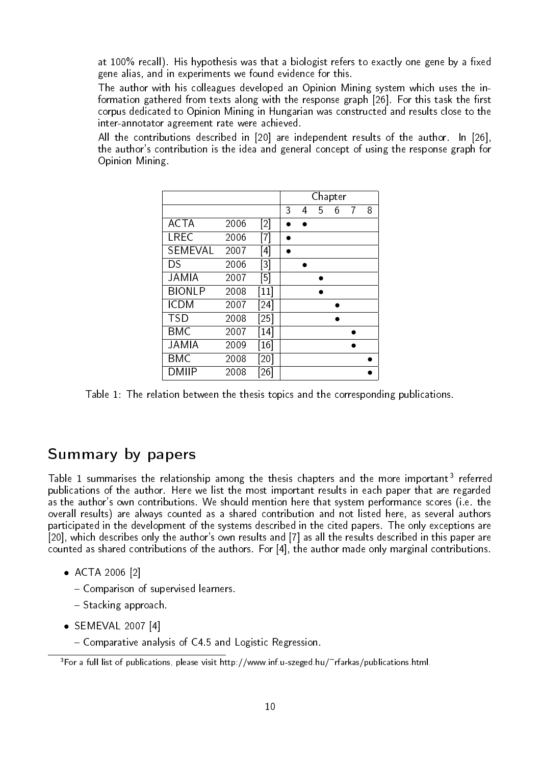at 100% recall). His hypothesis was that a biologist refers to exactly one gene by a fixed gene alias, and in experiments we found evidence for this.

The author with his colleagues developed an Opinion Mining system which uses the information gathered from texts along with the response graph [26]. For this task the first corpus dedicated to Opinion Mining in Hungarian was constructed and results close to the inter-annotator agreement rate were achieved.

All the contributions described in [20] are independent results of the author. In [26], the author's contribution is the idea and general concept of using the response graph for Opinion Mining.

| | | | Chapter | | | | | |
|---|---|---|---|---|---|---|---|---|
| | | | 3 | 4 | 5 | 6 | 7 | 8 |
| ACTA | 2006 | [2] | • | • | | | | |
| LREC | 2006 | [7] | • | | | | | |
| SEMEVAL | 2007 | [4] | • | | | | | |
| DS | 2006 | [3] | | • | | | | |
| JAMIA | 2007 | [5] | | | • | | | |
| BIONLP | 2008 | [11] | | | • | | | |
| ICDM | 2007 | [24] | | | | • | | |
| TSD | 2008 | [25] | | | | • | | |
| BMC | 2007 | [14] | | | | | • | |
| JAMIA | 2009 | [16] | | | | | • | |
| BMC | 2008 | [20] | | | | | | • |
| DMIIP | 2008 | [26] | | | | | | • |

Table 1: The relation between the thesis topics and the corresponding publications.

## Summary by papers

Table 1 summarises the relationship among the thesis chapters and the more important[3] referred publications of the author. Here we list the most important results in each paper that are regarded as the author's own contributions. We should mention here that system performance scores (i.e. the overall results) are always counted as a shared contribution and not listed here, as several authors participated in the development of the systems described in the cited papers. The only exceptions are [20], which describes only the author's own results and [7] as all the results described in this paper are counted as shared contributions of the authors. For [4], the author made only marginal contributions.

- ACTA 2006 [2]
  - Comparison of supervised learners.
  - Stacking approach.
- SEMEVAL 2007 [4]
  - Comparative analysis of C4.5 and Logistic Regression.

[3] For a full list of publications, please visit http://www.inf.u-szeged.hu/~rfarkas/publications.html.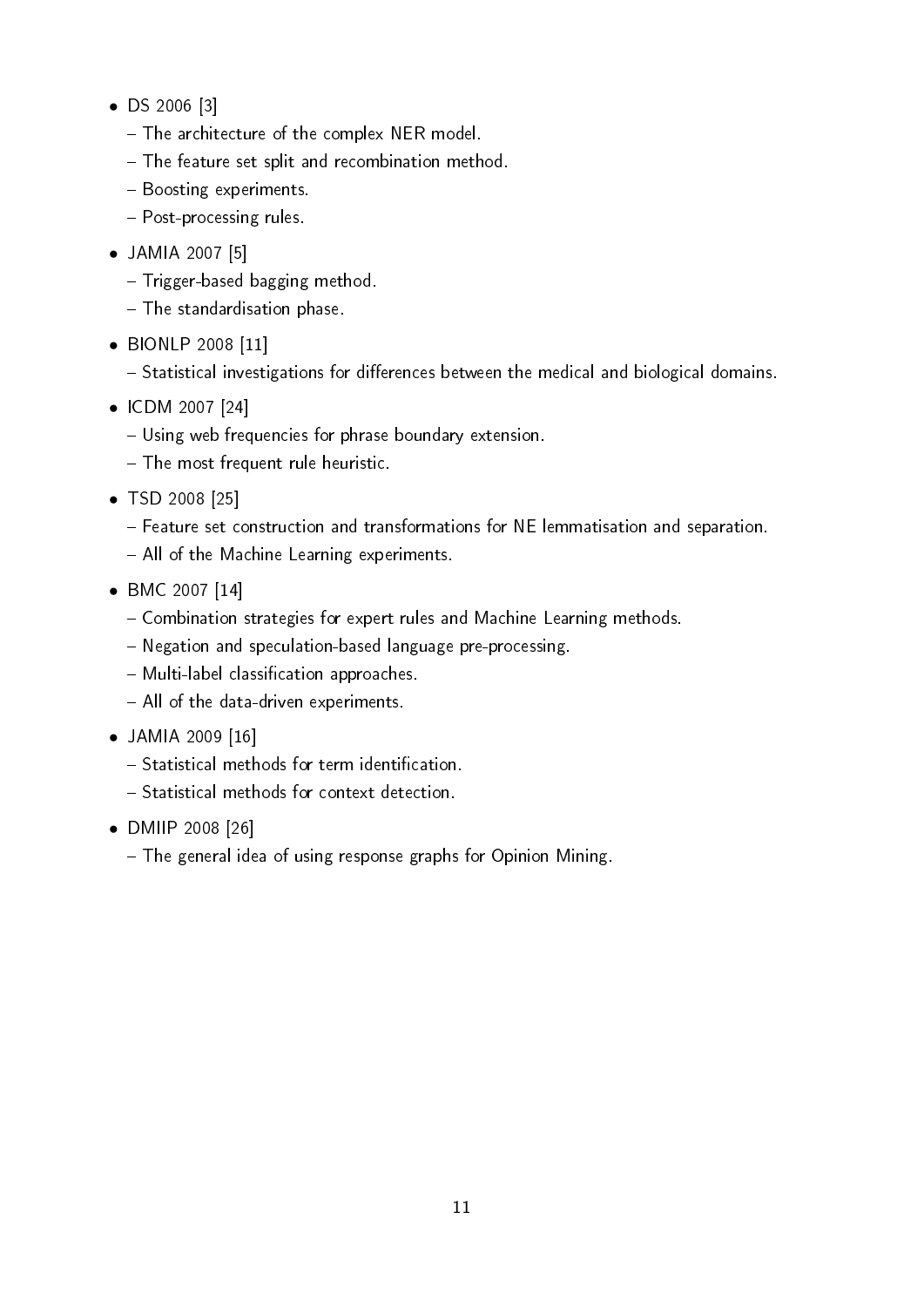- DS 2006 [3]
  - The architecture of the complex NER model.
  - The feature set split and recombination method.
  - Boosting experiments.
  - Post-processing rules.
- JAMIA 2007 [5]
  - Trigger-based bagging method.
  - The standardisation phase.
- BIONLP 2008 [11]
  - Statistical investigations for differences between the medical and biological domains.
- ICDM 2007 [24]
  - Using web frequencies for phrase boundary extension.
  - The most frequent rule heuristic.
- TSD 2008 [25]
  - Feature set construction and transformations for NE lemmatisation and separation.
  - All of the Machine Learning experiments.
- BMC 2007 [14]
  - Combination strategies for expert rules and Machine Learning methods.
  - Negation and speculation-based language pre-processing.
  - Multi-label classification approaches.
  - All of the data-driven experiments.
- JAMIA 2009 [16]
  - Statistical methods for term identification.
  - Statistical methods for context detection.
- DMIIP 2008 [26]
  - The general idea of using response graphs for Opinion Mining.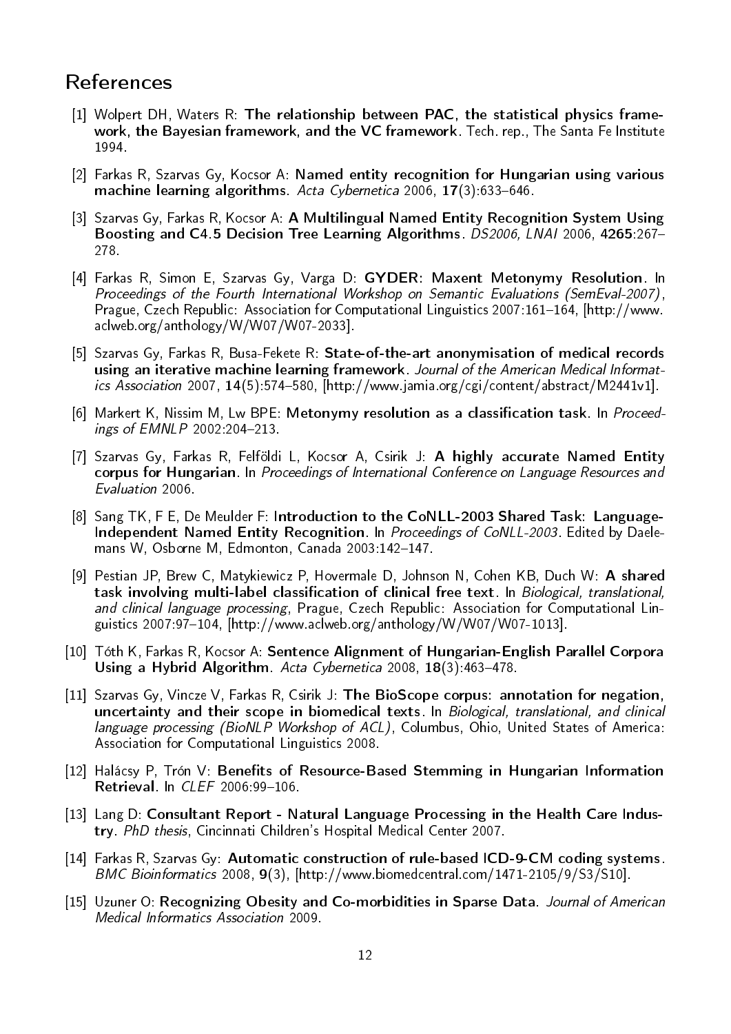# References

[1] Wolpert DH, Waters R: **The relationship between PAC, the statistical physics framework, the Bayesian framework, and the VC framework**. Tech. rep., The Santa Fe Institute 1994.

[2] Farkas R, Szarvas Gy, Kocsor A: **Named entity recognition for Hungarian using various machine learning algorithms**. *Acta Cybernetica* 2006, **17**(3):633–646.

[3] Szarvas Gy, Farkas R, Kocsor A: **A Multilingual Named Entity Recognition System Using Boosting and C4.5 Decision Tree Learning Algorithms**. *DS2006, LNAI* 2006, **4265**:267–278.

[4] Farkas R, Simon E, Szarvas Gy, Varga D: **GYDER: Maxent Metonymy Resolution**. In *Proceedings of the Fourth International Workshop on Semantic Evaluations (SemEval-2007)*, Prague, Czech Republic: Association for Computational Linguistics 2007:161–164, [http://www.aclweb.org/anthology/W/W07/W07-2033].

[5] Szarvas Gy, Farkas R, Busa-Fekete R: **State-of-the-art anonymisation of medical records using an iterative machine learning framework**. *Journal of the American Medical Informatics Association* 2007, **14**(5):574–580, [http://www.jamia.org/cgi/content/abstract/M2441v1].

[6] Markert K, Nissim M, Lw BPE: **Metonymy resolution as a classification task**. In *Proceedings of EMNLP* 2002:204–213.

[7] Szarvas Gy, Farkas R, Felföldi L, Kocsor A, Csirik J: **A highly accurate Named Entity corpus for Hungarian**. In *Proceedings of International Conference on Language Resources and Evaluation* 2006.

[8] Sang TK, F E, De Meulder F: **Introduction to the CoNLL-2003 Shared Task: Language-Independent Named Entity Recognition**. In *Proceedings of CoNLL-2003*. Edited by Daelemans W, Osborne M, Edmonton, Canada 2003:142–147.

[9] Pestian JP, Brew C, Matykiewicz P, Hovermale D, Johnson N, Cohen KB, Duch W: **A shared task involving multi-label classification of clinical free text**. In *Biological, translational, and clinical language processing*, Prague, Czech Republic: Association for Computational Linguistics 2007:97–104, [http://www.aclweb.org/anthology/W/W07/W07-1013].

[10] Tóth K, Farkas R, Kocsor A: **Sentence Alignment of Hungarian-English Parallel Corpora Using a Hybrid Algorithm**. *Acta Cybernetica* 2008, **18**(3):463–478.

[11] Szarvas Gy, Vincze V, Farkas R, Csirik J: **The BioScope corpus: annotation for negation, uncertainty and their scope in biomedical texts**. In *Biological, translational, and clinical language processing (BioNLP Workshop of ACL)*, Columbus, Ohio, United States of America: Association for Computational Linguistics 2008.

[12] Halácsy P, Trón V: **Benefits of Resource-Based Stemming in Hungarian Information Retrieval**. In *CLEF* 2006:99–106.

[13] Lang D: **Consultant Report - Natural Language Processing in the Health Care Industry**. *PhD thesis*, Cincinnati Children's Hospital Medical Center 2007.

[14] Farkas R, Szarvas Gy: **Automatic construction of rule-based ICD-9-CM coding systems**. *BMC Bioinformatics* 2008, **9**(3), [http://www.biomedcentral.com/1471-2105/9/S3/S10].

[15] Uzuner O: **Recognizing Obesity and Co-morbidities in Sparse Data**. *Journal of American Medical Informatics Association* 2009.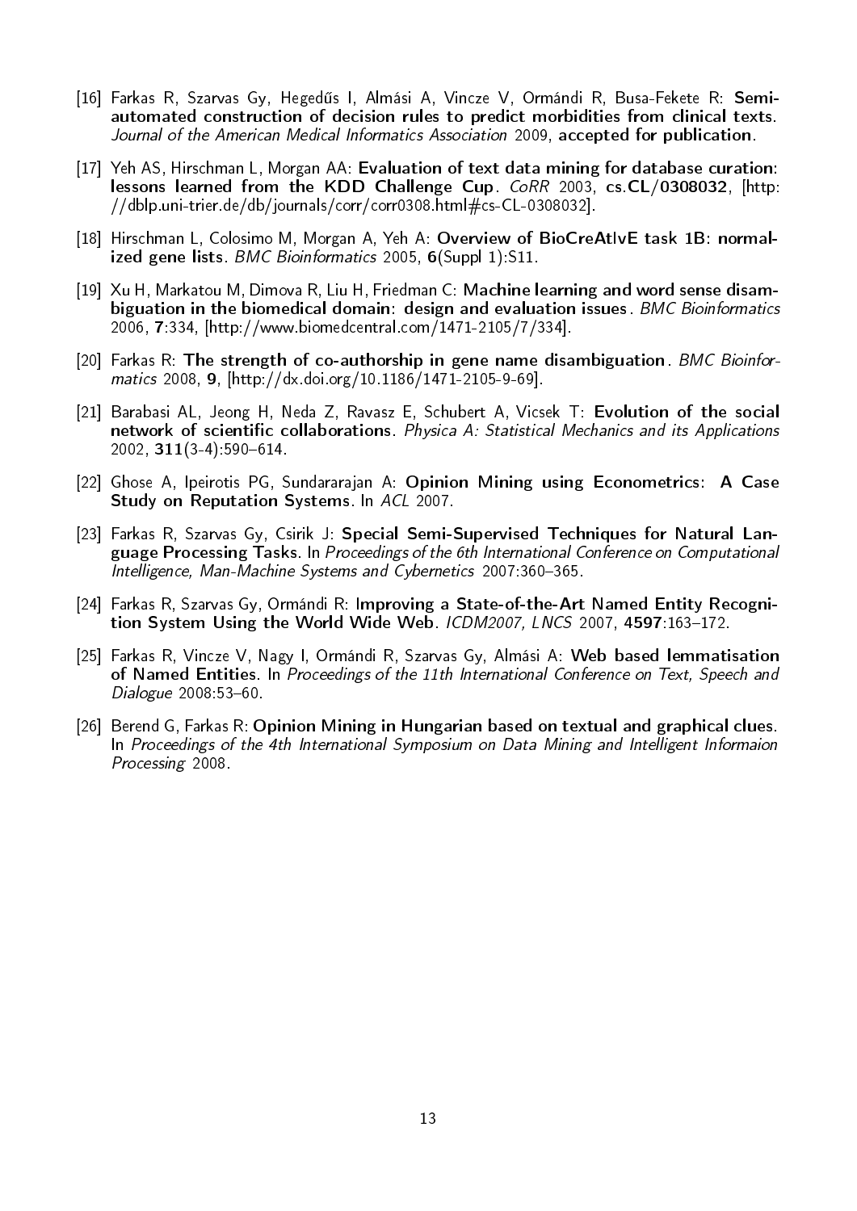[16] Farkas R, Szarvas Gy, Hegedűs I, Almási A, Vincze V, Ormándi R, Busa-Fekete R: **Semi-automated construction of decision rules to predict morbidities from clinical texts**. *Journal of the American Medical Informatics Association* 2009, **accepted for publication**.

[17] Yeh AS, Hirschman L, Morgan AA: **Evaluation of text data mining for database curation: lessons learned from the KDD Challenge Cup**. *CoRR* 2003, **cs.CL/0308032**, [http://dblp.uni-trier.de/db/journals/corr/corr0308.html#cs-CL-0308032].

[18] Hirschman L, Colosimo M, Morgan A, Yeh A: **Overview of BioCreAtIvE task 1B: normalized gene lists**. *BMC Bioinformatics* 2005, **6**(Suppl 1):S11.

[19] Xu H, Markatou M, Dimova R, Liu H, Friedman C: **Machine learning and word sense disambiguation in the biomedical domain: design and evaluation issues**. *BMC Bioinformatics* 2006, **7**:334, [http://www.biomedcentral.com/1471-2105/7/334].

[20] Farkas R: **The strength of co-authorship in gene name disambiguation**. *BMC Bioinformatics* 2008, **9**, [http://dx.doi.org/10.1186/1471-2105-9-69].

[21] Barabasi AL, Jeong H, Neda Z, Ravasz E, Schubert A, Vicsek T: **Evolution of the social network of scientific collaborations**. *Physica A: Statistical Mechanics and its Applications* 2002, **311**(3-4):590–614.

[22] Ghose A, Ipeirotis PG, Sundararajan A: **Opinion Mining using Econometrics: A Case Study on Reputation Systems**. In *ACL* 2007.

[23] Farkas R, Szarvas Gy, Csirik J: **Special Semi-Supervised Techniques for Natural Language Processing Tasks**. In *Proceedings of the 6th International Conference on Computational Intelligence, Man-Machine Systems and Cybernetics* 2007:360–365.

[24] Farkas R, Szarvas Gy, Ormándi R: **Improving a State-of-the-Art Named Entity Recognition System Using the World Wide Web**. *ICDM2007, LNCS* 2007, **4597**:163–172.

[25] Farkas R, Vincze V, Nagy I, Ormándi R, Szarvas Gy, Almási A: **Web based lemmatisation of Named Entities**. In *Proceedings of the 11th International Conference on Text, Speech and Dialogue* 2008:53–60.

[26] Berend G, Farkas R: **Opinion Mining in Hungarian based on textual and graphical clues**. In *Proceedings of the 4th International Symposium on Data Mining and Intelligent Informaion Processing* 2008.